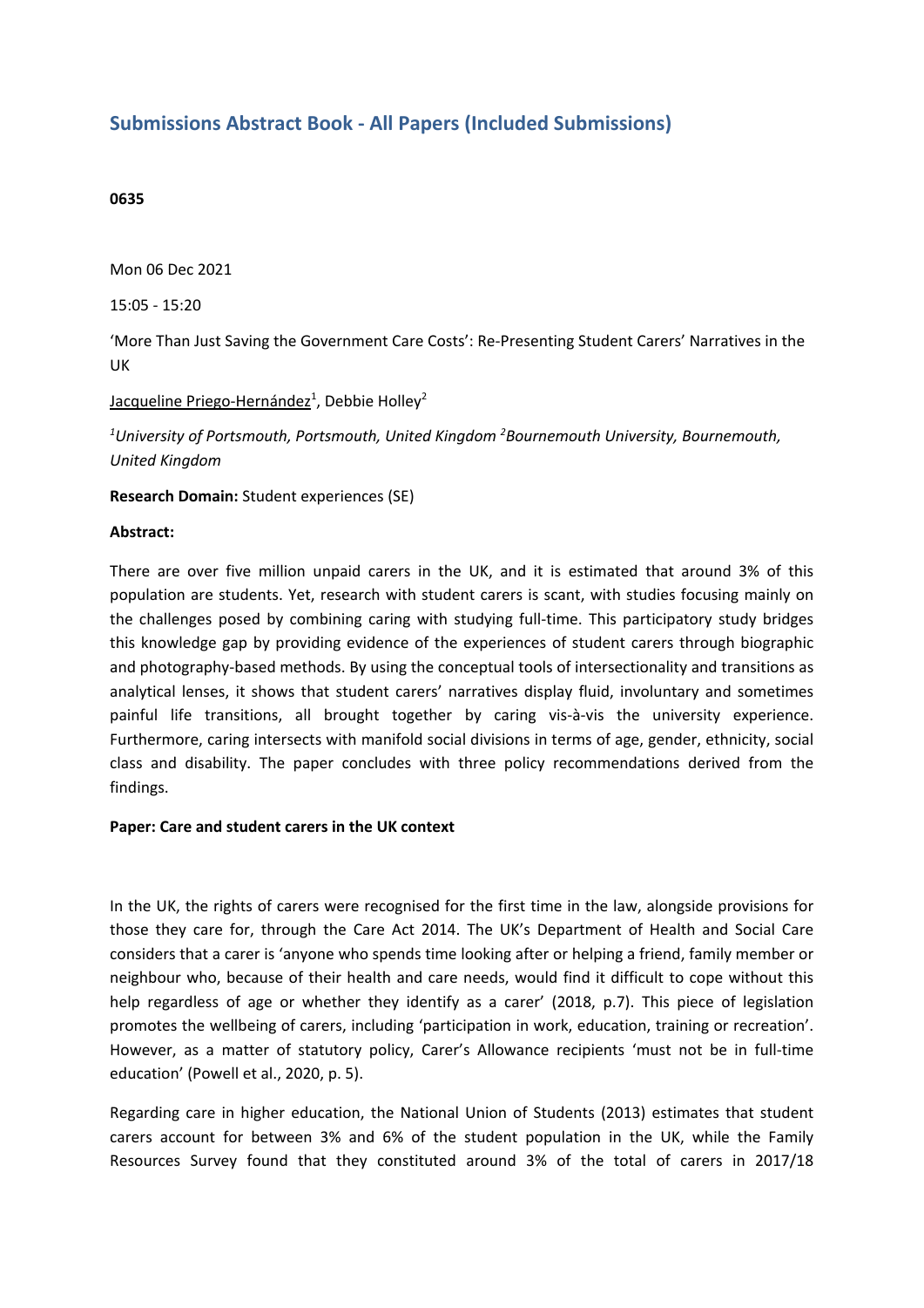## Submissions Abstract Book - All Papers (Included Submissions)

**0635**

Mon 06 Dec 2021

15:05 - 15:20

'More Than Just Saving the Government Care Costs': Re-Presenting Student Carers' Narratives in the UK

Jacqueline Priego-Hernández[1], Debbie Holley[2]

*[1]University of Portsmouth, Portsmouth, United Kingdom [2]Bournemouth University, Bournemouth, United Kingdom*

**Research Domain:** Student experiences (SE)

**Abstract:**

There are over five million unpaid carers in the UK, and it is estimated that around 3% of this population are students. Yet, research with student carers is scant, with studies focusing mainly on the challenges posed by combining caring with studying full-time. This participatory study bridges this knowledge gap by providing evidence of the experiences of student carers through biographic and photography-based methods. By using the conceptual tools of intersectionality and transitions as analytical lenses, it shows that student carers' narratives display fluid, involuntary and sometimes painful life transitions, all brought together by caring vis-à-vis the university experience. Furthermore, caring intersects with manifold social divisions in terms of age, gender, ethnicity, social class and disability. The paper concludes with three policy recommendations derived from the findings.

**Paper: Care and student carers in the UK context**

In the UK, the rights of carers were recognised for the first time in the law, alongside provisions for those they care for, through the Care Act 2014. The UK's Department of Health and Social Care considers that a carer is 'anyone who spends time looking after or helping a friend, family member or neighbour who, because of their health and care needs, would find it difficult to cope without this help regardless of age or whether they identify as a carer' (2018, p.7). This piece of legislation promotes the wellbeing of carers, including 'participation in work, education, training or recreation'. However, as a matter of statutory policy, Carer's Allowance recipients 'must not be in full-time education' (Powell et al., 2020, p. 5).

Regarding care in higher education, the National Union of Students (2013) estimates that student carers account for between 3% and 6% of the student population in the UK, while the Family Resources Survey found that they constituted around 3% of the total of carers in 2017/18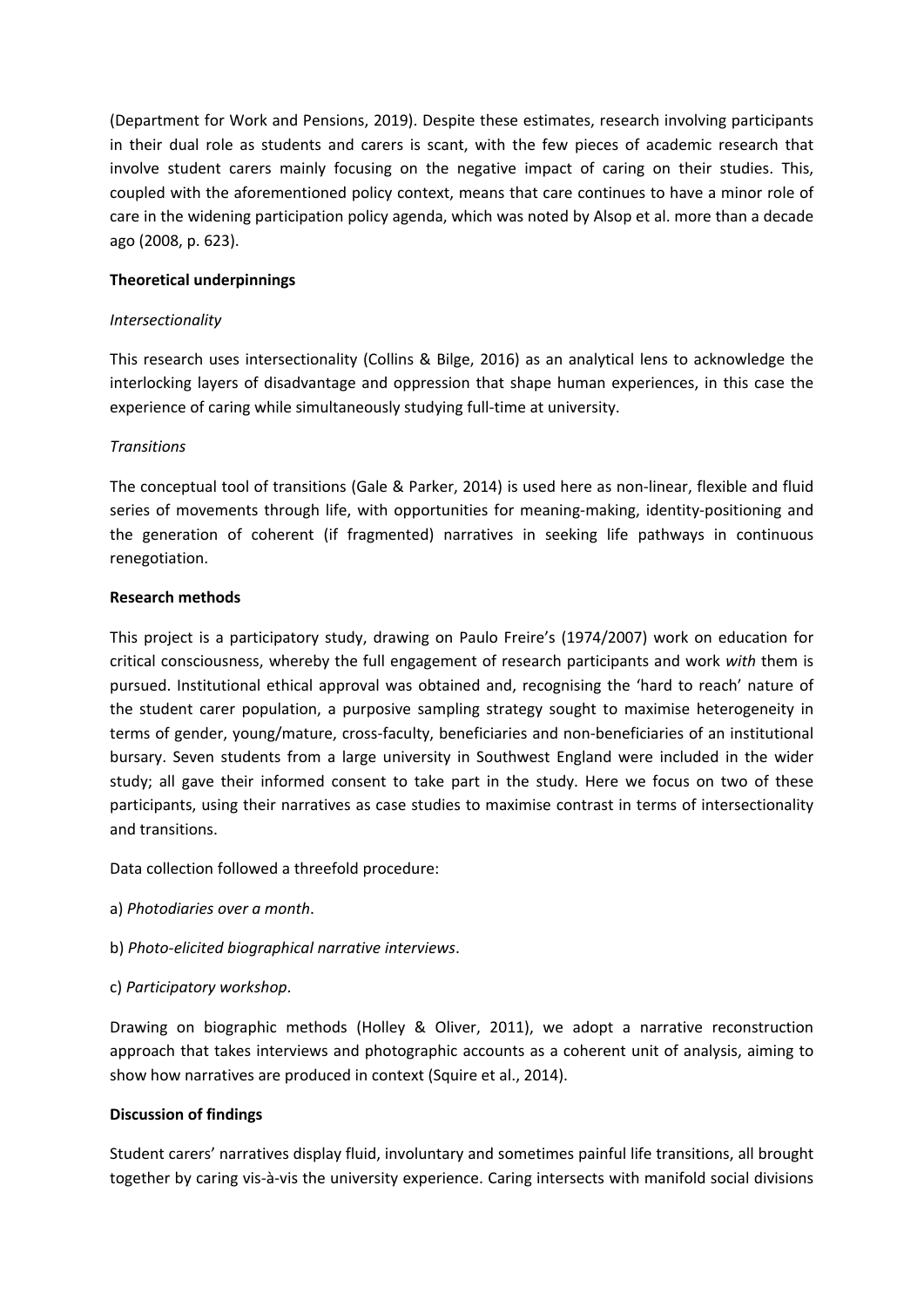(Department for Work and Pensions, 2019). Despite these estimates, research involving participants in their dual role as students and carers is scant, with the few pieces of academic research that involve student carers mainly focusing on the negative impact of caring on their studies. This, coupled with the aforementioned policy context, means that care continues to have a minor role of care in the widening participation policy agenda, which was noted by Alsop et al. more than a decade ago (2008, p. 623).

**Theoretical underpinnings**

*Intersectionality*

This research uses intersectionality (Collins & Bilge, 2016) as an analytical lens to acknowledge the interlocking layers of disadvantage and oppression that shape human experiences, in this case the experience of caring while simultaneously studying full-time at university.

*Transitions*

The conceptual tool of transitions (Gale & Parker, 2014) is used here as non-linear, flexible and fluid series of movements through life, with opportunities for meaning-making, identity-positioning and the generation of coherent (if fragmented) narratives in seeking life pathways in continuous renegotiation.

**Research methods**

This project is a participatory study, drawing on Paulo Freire's (1974/2007) work on education for critical consciousness, whereby the full engagement of research participants and work *with* them is pursued. Institutional ethical approval was obtained and, recognising the 'hard to reach' nature of the student carer population, a purposive sampling strategy sought to maximise heterogeneity in terms of gender, young/mature, cross-faculty, beneficiaries and non-beneficiaries of an institutional bursary. Seven students from a large university in Southwest England were included in the wider study; all gave their informed consent to take part in the study. Here we focus on two of these participants, using their narratives as case studies to maximise contrast in terms of intersectionality and transitions.

Data collection followed a threefold procedure:

a) *Photodiaries over a month*.

b) *Photo-elicited biographical narrative interviews*.

c) *Participatory workshop*.

Drawing on biographic methods (Holley & Oliver, 2011), we adopt a narrative reconstruction approach that takes interviews and photographic accounts as a coherent unit of analysis, aiming to show how narratives are produced in context (Squire et al., 2014).

**Discussion of findings**

Student carers' narratives display fluid, involuntary and sometimes painful life transitions, all brought together by caring vis-à-vis the university experience. Caring intersects with manifold social divisions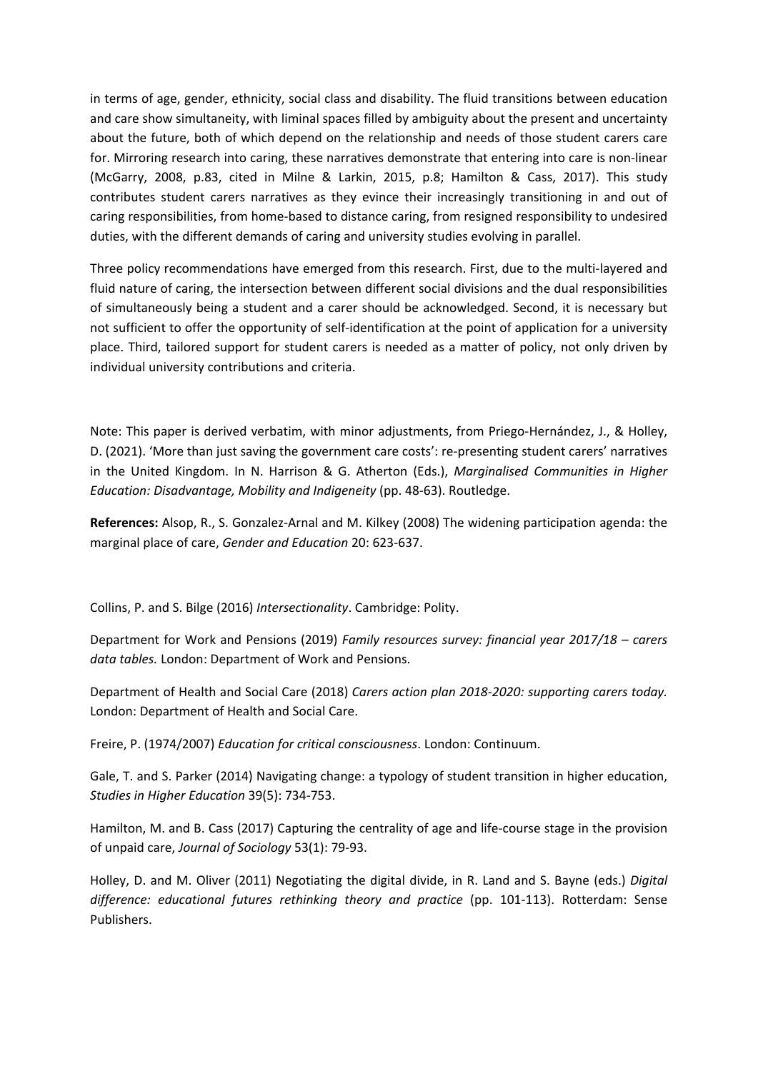in terms of age, gender, ethnicity, social class and disability. The fluid transitions between education and care show simultaneity, with liminal spaces filled by ambiguity about the present and uncertainty about the future, both of which depend on the relationship and needs of those student carers care for. Mirroring research into caring, these narratives demonstrate that entering into care is non-linear (McGarry, 2008, p.83, cited in Milne & Larkin, 2015, p.8; Hamilton & Cass, 2017). This study contributes student carers narratives as they evince their increasingly transitioning in and out of caring responsibilities, from home-based to distance caring, from resigned responsibility to undesired duties, with the different demands of caring and university studies evolving in parallel.

Three policy recommendations have emerged from this research. First, due to the multi-layered and fluid nature of caring, the intersection between different social divisions and the dual responsibilities of simultaneously being a student and a carer should be acknowledged. Second, it is necessary but not sufficient to offer the opportunity of self-identification at the point of application for a university place. Third, tailored support for student carers is needed as a matter of policy, not only driven by individual university contributions and criteria.

Note: This paper is derived verbatim, with minor adjustments, from Priego-Hernández, J., & Holley, D. (2021). 'More than just saving the government care costs': re-presenting student carers' narratives in the United Kingdom. In N. Harrison & G. Atherton (Eds.), *Marginalised Communities in Higher Education: Disadvantage, Mobility and Indigeneity* (pp. 48-63). Routledge.

**References:** Alsop, R., S. Gonzalez-Arnal and M. Kilkey (2008) The widening participation agenda: the marginal place of care, *Gender and Education* 20: 623-637.

Collins, P. and S. Bilge (2016) *Intersectionality*. Cambridge: Polity.

Department for Work and Pensions (2019) *Family resources survey: financial year 2017/18 – carers data tables.* London: Department of Work and Pensions.

Department of Health and Social Care (2018) *Carers action plan 2018-2020: supporting carers today.* London: Department of Health and Social Care.

Freire, P. (1974/2007) *Education for critical consciousness*. London: Continuum.

Gale, T. and S. Parker (2014) Navigating change: a typology of student transition in higher education, *Studies in Higher Education* 39(5): 734-753.

Hamilton, M. and B. Cass (2017) Capturing the centrality of age and life-course stage in the provision of unpaid care, *Journal of Sociology* 53(1): 79-93.

Holley, D. and M. Oliver (2011) Negotiating the digital divide, in R. Land and S. Bayne (eds.) *Digital difference: educational futures rethinking theory and practice* (pp. 101-113). Rotterdam: Sense Publishers.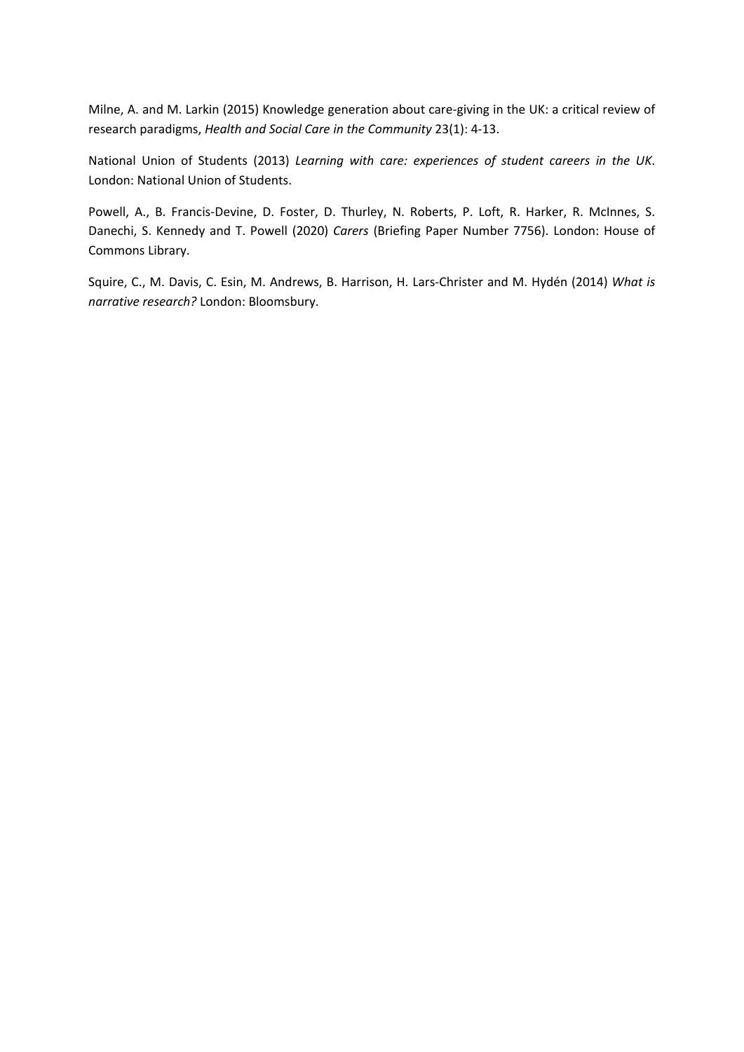Milne, A. and M. Larkin (2015) Knowledge generation about care-giving in the UK: a critical review of research paradigms, *Health and Social Care in the Community* 23(1): 4-13.

National Union of Students (2013) *Learning with care: experiences of student careers in the UK*. London: National Union of Students.

Powell, A., B. Francis-Devine, D. Foster, D. Thurley, N. Roberts, P. Loft, R. Harker, R. McInnes, S. Danechi, S. Kennedy and T. Powell (2020) *Carers* (Briefing Paper Number 7756). London: House of Commons Library.

Squire, C., M. Davis, C. Esin, M. Andrews, B. Harrison, H. Lars-Christer and M. Hydén (2014) *What is narrative research?* London: Bloomsbury.